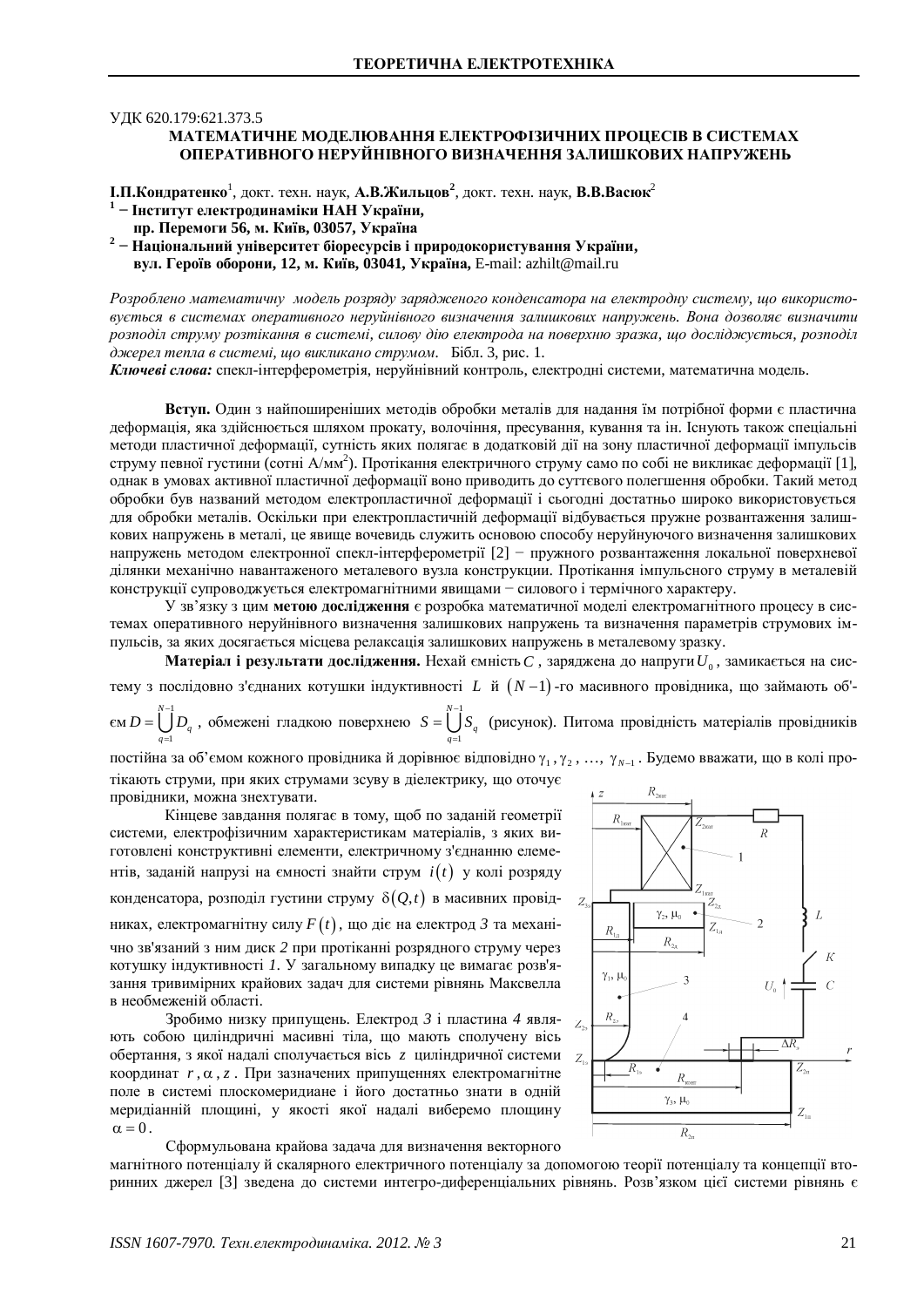УДК 620.179:621.373.5

# МАТЕМАТИЧНЕ МОДЕЛЮВАННЯ ЕЛЕКТРОФІЗИЧНИХ ПРОЦЕСІВ В СИСТЕМАХ ОПЕРАТИВНОГО НЕРУЙНІВНОГО ВИЗНАЧЕННЯ ЗАЛИШКОВИХ НАПРУЖЕНЬ

**І.П.Кондратенко**[1], докт. техн. наук, **А.В.Жильцов**[2], докт. техн. наук, **В.В.Васюк**[2]

[1] − **Інститут електродинаміки НАН України,**
**пр. Перемоги 56, м. Київ, 03057, Україна**

[2] − **Національний університет біоресурсів і природокористування України,**
**вул. Героїв оборони, 12, м. Київ, 03041, Україна,** E-mail: azhilt@mail.ru

*Розроблено математичну модель розряду зарядженого конденсатора на електродну систему, що використовується в системах оперативного неруйнівного визначення залишкових напружень. Вона дозволяє визначити розподіл струму розтікання в системі, силову дію електрода на поверхню зразка, що досліджується, розподіл джерел тепла в системі, що викликано струмом.* Бібл. 3, рис. 1.

***Ключеві слова:*** спекл-інтерферометрія, неруйнівний контроль, електродні системи, математична модель.

**Вступ.** Один з найпоширеніших методів обробки металів для надання їм потрібної форми є пластична деформація, яка здійснюється шляхом прокату, волочіння, пресування, кування та ін. Існують також спеціальні методи пластичної деформації, сутність яких полягає в додатковій дії на зону пластичної деформації імпульсів струму певної густини (сотні А/мм$^2$). Протікання електричного струму само по собі не викликає деформації [1], однак в умовах активної пластичної деформації воно приводить до суттєвого полегшення обробки. Такий метод обробки був названий методом електропластичної деформації і сьогодні достатньо широко використовується для обробки металів. Оскільки при електропластичній деформації відбувається пружне розвантаження залишкових напружень в металі, це явище вочевидь служить основою способу неруйнуючого визначення залишкових напружень методом електронної спекл-інтерферометрії [2] − пружного розвантаження локальної поверхневої ділянки механічно навантаженого металевого вузла конструкции. Протікання імпульсного струму в металевій конструкції супроводжується електромагнітними явищами − силового і термічного характеру.

У зв'язку з цим **метою дослідження** є розробка математичної моделі електромагнітного процесу в системах оперативного неруйнівного визначення залишкових напружень та визначення параметрів струмових імпульсів, за яких досягається місцева релаксація залишкових напружень в металевому зразку.

**Матеріал і результати дослідження.** Нехай ємність $C$, заряджена до напруги $U_0$, замикається на систему з послідовно з'єднаних котушки індуктивності $L$ й $(N-1)$-го масивного провідника, що займають об'єм $D=\bigcup_{q=1}^{N-1} D_q$, обмежені гладкою поверхнею $S=\bigcup_{q=1}^{N-1} S_q$ (рисунок). Питома провідність матеріалів провідників постійна за об'ємом кожного провідника й дорівнює відповідно $\gamma_1, \gamma_2, \ldots, \gamma_{N-1}$. Будемо вважати, що в колі протікають струми, при яких струмами зсуву в діелектрику, що оточує провідники, можна знехтувати.

Кінцеве завдання полягає в тому, щоб по заданій геометрії системи, електрофізичним характеристикам матеріалів, з яких виготовлені конструктивні елементи, електричному з'єднанню елементів, заданій напрузі на ємності знайти струм $i(t)$ у колі розряду конденсатора, розподіл густини струму $\delta(Q,t)$ в масивних провідниках, електромагнітну силу $F(t)$, що діє на електрод *3* та механічно зв'язаний з ним диск *2* при протіканні розрядного струму через котушку індуктивності *1*. У загальному випадку це вимагає розв'язання тривимірних крайових задач для системи рівнянь Максвелла в необмеженій області.

Зробимо низку припущень. Електрод *3* і пластина *4* являють собою циліндричні масивні тіла, що мають сполучену вісь обертання, з якої надалі сполучається вісь $z$ циліндричної системи координат $r, \alpha, z$. При зазначених припущеннях електромагнітне поле в системі плоскомеридиане і його достатньо знати в одній меридіанній площині, у якості якої надалі виберемо площину $\alpha = 0$.

Сформульована крайова задача для визначення векторного магнітного потенціалу й скалярного електричного потенціалу за допомогою теорії потенціалу та концепції вторинних джерел [3] зведена до системи интегро-диференціальних рівнянь. Розв'язком цієї системи рівнянь є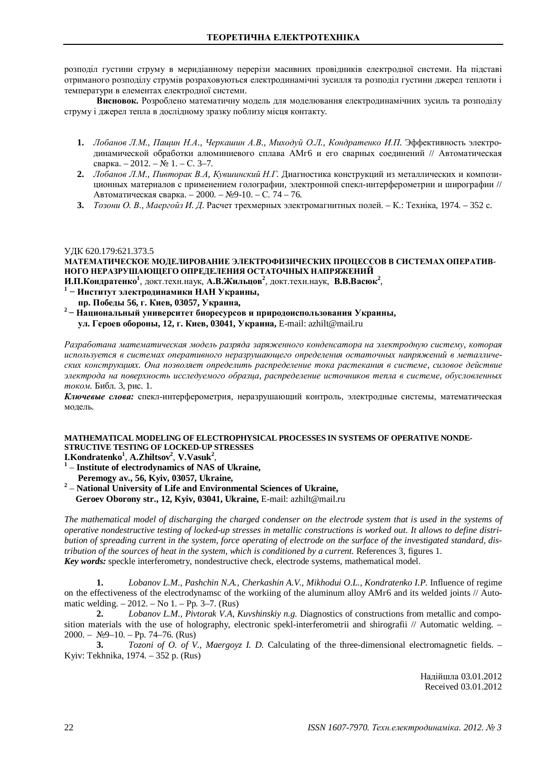розподіл густини струму в меридіанному перерізі масивних провідників електродної системи. На підставі отриманого розподілу струмів розраховуються електродинамічні зусилля та розподіл густини джерел теплоти і температури в елементах електродної системи.

**Висновок.** Розроблено математичну модель для моделювання електродинамічних зусиль та розподілу струму і джерел тепла в дослідному зразку поблизу місця контакту.

1. *Лобанов Л.М., Пащин Н.А., Черкашин А.В., Миходуй О.Л., Кондратенко И.П.* Эффективность электродинамической обработки алюминиевого сплава АМг6 и его сварных соединений // Автоматическая сварка. – 2012. – № 1. – С. 3–7.
2. *Лобанов Л.М., Пивторак В.А, Кувшинский Н.Г.* Диагностика конструкций из металлических и композиционных материалов с применением голографии, электронной спекл-интерферометрии и ширографии // Автоматическая сварка. – 2000. – №9-10. – С. 74 – 76.
3. *Тозони О. В., Маергойз И. Д.* Расчет трехмерных электромагнитных полей. – К.: Техніка, 1974. – 352 с.

УДК 620.179:621.373.5

**МАТЕМАТИЧЕСКОЕ МОДЕЛИРОВАНИЕ ЭЛЕКТРОФИЗИЧЕСКИХ ПРОЦЕССОВ В СИСТЕМАХ ОПЕРАТИВНОГО НЕРАЗРУШАЮЩЕГО ОПРЕДЕЛЕНИЯ ОСТАТОЧНЫХ НАПРЯЖЕНИЙ**

**И.П.Кондратенко**[1], докт.техн.наук, **А.В.Жильцов**[2], докт.техн.наук, **В.В.Васюк**[2],

[1] – **Институт электродинамики НАН Украины, пр. Победы 56, г. Киев, 03057, Украина,**

[2] – **Национальный университет биоресурсов и природоиспользования Украины, ул. Героев обороны, 12, г. Киев, 03041, Украина,** E-mail: azhilt@mail.ru

*Разработана математическая модель разряда заряженного конденсатора на электродную систему, которая используется в системах оперативного неразрушающего определения остаточных напряжений в металлических конструкциях. Она позволяет определить распределение тока растекания в системе, силовое действие электрода на поверхность исследуемого образца, распределение источников тепла в системе, обусловленных током.* Библ. 3, рис. 1.

***Ключевые слова:*** спекл-интерферометрия, неразрушающий контроль, электродные системы, математическая модель.

**MATHEMATICAL MODELING OF ELECTROPHYSICAL PROCESSES IN SYSTEMS OF OPERATIVE NONDESTRUCTIVE TESTING OF LOCKED-UP STRESSES**

**I.Kondratenko**[1], **A.Zhiltsov**[2], **V.Vasuk**[2],

[1] – **Institute of electrodynamics of NAS of Ukraine, Peremogy av., 56, Kyiv, 03057, Ukraine,**

[2] – **National University of Life and Environmental Sciences of Ukraine, Geroev Oborony str., 12, Kyiv, 03041, Ukraine,** E-mail: azhilt@mail.ru

*The mathematical model of discharging the charged condenser on the electrode system that is used in the systems of operative nondestructive testing of locked-up stresses in metallic constructions is worked out. It allows to define distribution of spreading current in the system, force operating of electrode on the surface of the investigated standard, distribution of the sources of heat in the system, which is conditioned by a current.* References 3, figures 1.

***Key words:*** speckle interferometry, nondestructive check, electrode systems, mathematical model.

1. *Lobanov L.M., Pashchin N.A., Cherkashin A.V., Mikhodui O.L., Kondratenko I.P.* Influence of regime on the effectiveness of the electrodynamsc of the workiing of the aluminum alloy AMr6 and its welded joints // Automatic welding. – 2012. – No 1. – Pp. 3–7. (Rus)
2. *Lobanov L.M., Pivtorak V.A, Kuvshinskiy n.g.* Diagnostics of constructions from metallic and composition materials with the use of holography, electronic spekl-interferometrii and shirografii // Automatic welding. – 2000. – №9–10. – Pp. 74–76. (Rus)
3. *Tozoni of O. of V., Maergoyz I. D.* Calculating of the three-dimensional electromagnetic fields. – Kyiv: Tekhnika, 1974. – 352 p. (Rus)

Надійшла 03.01.2012
Received 03.01.2012